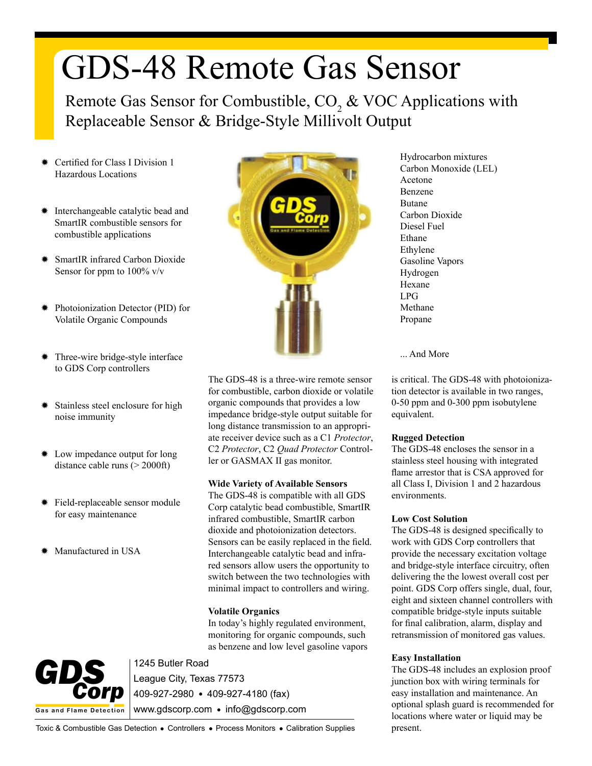# GDS-48 Remote Gas Sensor

## Remote Gas Sensor for Combustible, $CO_2$ & VOC Applications with Replaceable Sensor & Bridge-Style Millivolt Output

- Certified for Class I Division 1 Hazardous Locations
- Interchangeable catalytic bead and SmartIR combustible sensors for combustible applications
- SmartIR infrared Carbon Dioxide Sensor for ppm to 100% v/v
- Photoionization Detector (PID) for Volatile Organic Compounds
- Three-wire bridge-style interface to GDS Corp controllers
- Stainless steel enclosure for high noise immunity
- Low impedance output for long distance cable runs (> 2000ft)
- Field-replaceable sensor module for easy maintenance
- Manufactured in USA

Hydrocarbon mixtures
Carbon Monoxide (LEL)
Acetone
Benzene
Butane
Carbon Dioxide
Diesel Fuel
Ethane
Ethylene
Gasoline Vapors
Hydrogen
Hexane
LPG
Methane
Propane

... And More

The GDS-48 is a three-wire remote sensor for combustible, carbon dioxide or volatile organic compounds that provides a low impedance bridge-style output suitable for long distance transmission to an appropriate receiver device such as a C1 *Protector*, C2 *Protector*, C2 *Quad Protector* Controller or GASMAX II gas monitor.

**Wide Variety of Available Sensors**
The GDS-48 is compatible with all GDS Corp catalytic bead combustible, SmartIR infrared combustible, SmartIR carbon dioxide and photoionization detectors. Sensors can be easily replaced in the field. Interchangeable catalytic bead and infrared sensors allow users the opportunity to switch between the two technologies with minimal impact to controllers and wiring.

**Volatile Organics**
In today's highly regulated environment, monitoring for organic compounds, such as benzene and low level gasoline vapors is critical. The GDS-48 with photoionization detector is available in two ranges, 0-50 ppm and 0-300 ppm isobutylene equivalent.

**Rugged Detection**
The GDS-48 encloses the sensor in a stainless steel housing with integrated flame arrestor that is CSA approved for all Class I, Division 1 and 2 hazardous environments.

**Low Cost Solution**
The GDS-48 is designed specifically to work with GDS Corp controllers that provide the necessary excitation voltage and bridge-style interface circuitry, often delivering the the lowest overall cost per point. GDS Corp offers single, dual, four, eight and sixteen channel controllers with compatible bridge-style inputs suitable for final calibration, alarm, display and retransmission of monitored gas values.

**Easy Installation**
The GDS-48 includes an explosion proof junction box with wiring terminals for easy installation and maintenance. An optional splash guard is recommended for locations where water or liquid may be present.

GDS Corp — Gas and Flame Detection
1245 Butler Road
League City, Texas 77573
409-927-2980 • 409-927-4180 (fax)
www.gdscorp.com • info@gdscorp.com

Toxic & Combustible Gas Detection • Controllers • Process Monitors • Calibration Supplies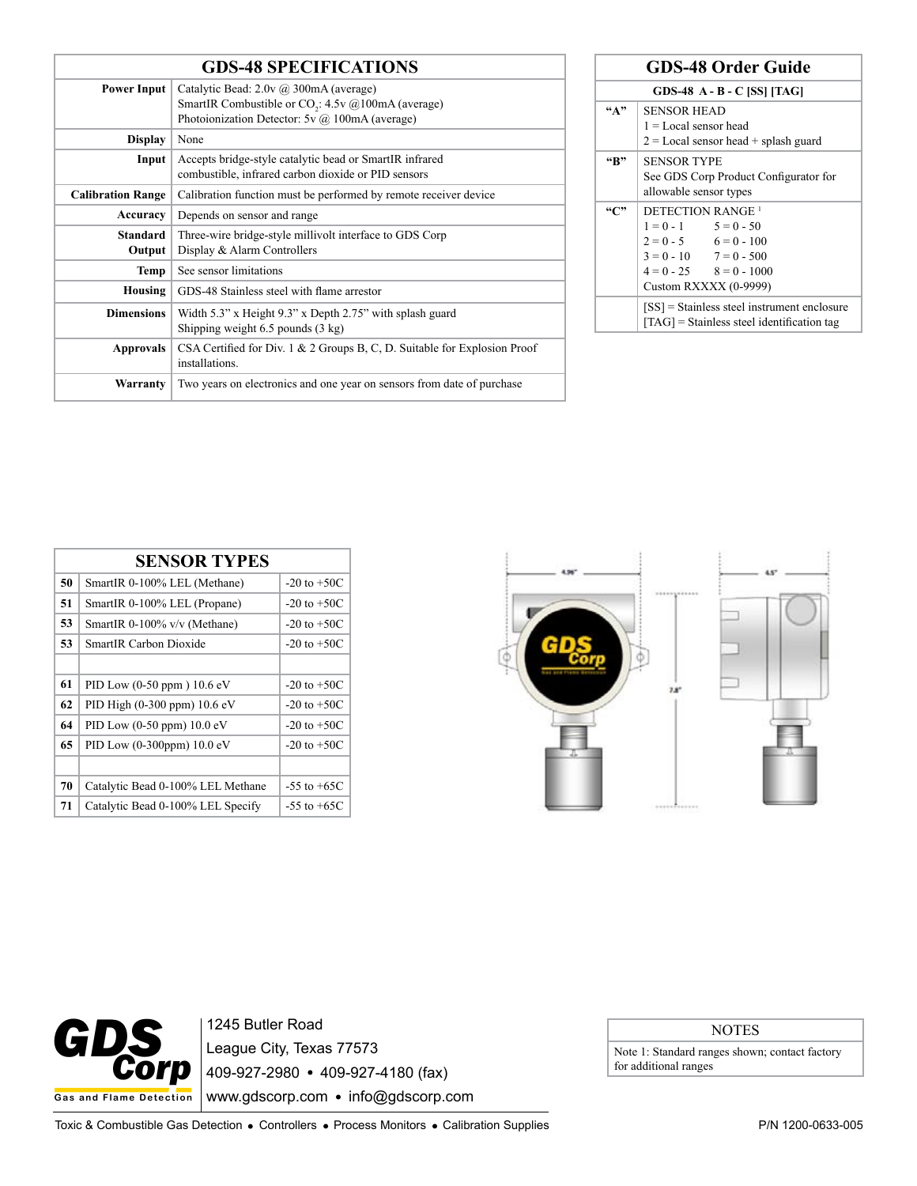## GDS-48 SPECIFICATIONS

| | |
|---|---|
| **Power Input** | Catalytic Bead: 2.0v @ 300mA (average)<br>SmartIR Combustible or $CO_2$: 4.5v @100mA (average)<br>Photoionization Detector: 5v @ 100mA (average) |
| **Display** | None |
| **Input** | Accepts bridge-style catalytic bead or SmartIR infrared combustible, infrared carbon dioxide or PID sensors |
| **Calibration Range** | Calibration function must be performed by remote receiver device |
| **Accuracy** | Depends on sensor and range |
| **Standard Output** | Three-wire bridge-style millivolt interface to GDS Corp Display & Alarm Controllers |
| **Temp** | See sensor limitations |
| **Housing** | GDS-48 Stainless steel with flame arrestor |
| **Dimensions** | Width 5.3" x Height 9.3" x Depth 2.75" with splash guard<br>Shipping weight 6.5 pounds (3 kg) |
| **Approvals** | CSA Certified for Div. 1 & 2 Groups B, C, D. Suitable for Explosion Proof installations. |
| **Warranty** | Two years on electronics and one year on sensors from date of purchase |

## GDS-48 Order Guide

**GDS-48 A - B - C [SS] [TAG]**

| | |
|---|---|
| **"A"** | SENSOR HEAD<br>1 = Local sensor head<br>2 = Local sensor head + splash guard |
| **"B"** | SENSOR TYPE<br>See GDS Corp Product Configurator for allowable sensor types |
| **"C"** | DETECTION RANGE [1]<br>1 = 0 - 1 5 = 0 - 50<br>2 = 0 - 5 6 = 0 - 100<br>3 = 0 - 10 7 = 0 - 500<br>4 = 0 - 25 8 = 0 - 1000<br>Custom RXXXX (0-9999) |
| | [SS] = Stainless steel instrument enclosure<br>[TAG] = Stainless steel identification tag |

## SENSOR TYPES

| | | |
|---|---|---|
| **50** | SmartIR 0-100% LEL (Methane) | -20 to +50C |
| **51** | SmartIR 0-100% LEL (Propane) | -20 to +50C |
| **53** | SmartIR 0-100% v/v (Methane) | -20 to +50C |
| **53** | SmartIR Carbon Dioxide | -20 to +50C |
| | | |
| **61** | PID Low (0-50 ppm ) 10.6 eV | -20 to +50C |
| **62** | PID High (0-300 ppm) 10.6 eV | -20 to +50C |
| **64** | PID Low (0-50 ppm) 10.0 eV | -20 to +50C |
| **65** | PID Low (0-300ppm) 10.0 eV | -20 to +50C |
| | | |
| **70** | Catalytic Bead 0-100% LEL Methane | -55 to +65C |
| **71** | Catalytic Bead 0-100% LEL Specify | -55 to +65C |

4.96"

4.5"

7.8"

GDS Corp
Gas and Flame Detection

1245 Butler Road
League City, Texas 77573
409-927-2980 • 409-927-4180 (fax)
www.gdscorp.com • info@gdscorp.com

| NOTES |
|---|
| Note 1: Standard ranges shown; contact factory for additional ranges |

Toxic & Combustible Gas Detection • Controllers • Process Monitors • Calibration Supplies

P/N 1200-0633-005